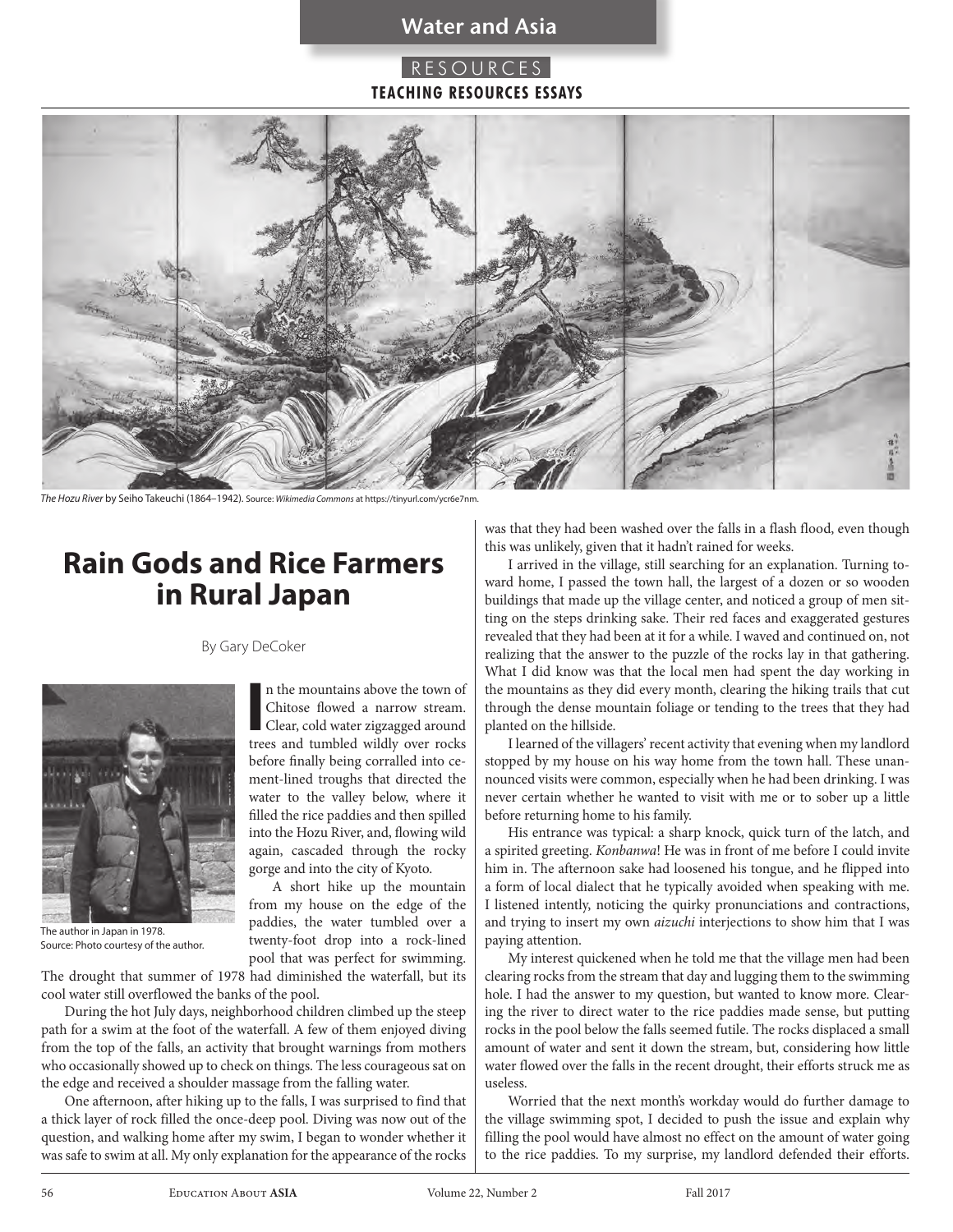Water and Asia

RESOURCES

**TEACHING RESOURCES ESSAYS**

*The Hozu River* by Seiho Takeuchi (1864–1942). Source: *Wikimedia Commons* at https://tinyurl.com/ycr6e7nm.

# Rain Gods and Rice Farmers in Rural Japan

By Gary DeCoker

The author in Japan in 1978. Source: Photo courtesy of the author.

In the mountains above the town of Chitose flowed a narrow stream. Clear, cold water zigzagged around trees and tumbled wildly over rocks before finally being corralled into cement-lined troughs that directed the water to the valley below, where it filled the rice paddies and then spilled into the Hozu River, and, flowing wild again, cascaded through the rocky gorge and into the city of Kyoto.

A short hike up the mountain from my house on the edge of the paddies, the water tumbled over a twenty-foot drop into a rock-lined pool that was perfect for swimming. The drought that summer of 1978 had diminished the waterfall, but its cool water still overflowed the banks of the pool.

During the hot July days, neighborhood children climbed up the steep path for a swim at the foot of the waterfall. A few of them enjoyed diving from the top of the falls, an activity that brought warnings from mothers who occasionally showed up to check on things. The less courageous sat on the edge and received a shoulder massage from the falling water.

One afternoon, after hiking up to the falls, I was surprised to find that a thick layer of rock filled the once-deep pool. Diving was now out of the question, and walking home after my swim, I began to wonder whether it was safe to swim at all. My only explanation for the appearance of the rocks was that they had been washed over the falls in a flash flood, even though this was unlikely, given that it hadn't rained for weeks.

I arrived in the village, still searching for an explanation. Turning toward home, I passed the town hall, the largest of a dozen or so wooden buildings that made up the village center, and noticed a group of men sitting on the steps drinking sake. Their red faces and exaggerated gestures revealed that they had been at it for a while. I waved and continued on, not realizing that the answer to the puzzle of the rocks lay in that gathering. What I did know was that the local men had spent the day working in the mountains as they did every month, clearing the hiking trails that cut through the dense mountain foliage or tending to the trees that they had planted on the hillside.

I learned of the villagers' recent activity that evening when my landlord stopped by my house on his way home from the town hall. These unannounced visits were common, especially when he had been drinking. I was never certain whether he wanted to visit with me or to sober up a little before returning home to his family.

His entrance was typical: a sharp knock, quick turn of the latch, and a spirited greeting. *Konbanwa*! He was in front of me before I could invite him in. The afternoon sake had loosened his tongue, and he flipped into a form of local dialect that he typically avoided when speaking with me. I listened intently, noticing the quirky pronunciations and contractions, and trying to insert my own *aizuchi* interjections to show him that I was paying attention.

My interest quickened when he told me that the village men had been clearing rocks from the stream that day and lugging them to the swimming hole. I had the answer to my question, but wanted to know more. Clearing the river to direct water to the rice paddies made sense, but putting rocks in the pool below the falls seemed futile. The rocks displaced a small amount of water and sent it down the stream, but, considering how little water flowed over the falls in the recent drought, their efforts struck me as useless.

Worried that the next month's workday would do further damage to the village swimming spot, I decided to push the issue and explain why filling the pool would have almost no effect on the amount of water going to the rice paddies. To my surprise, my landlord defended their efforts.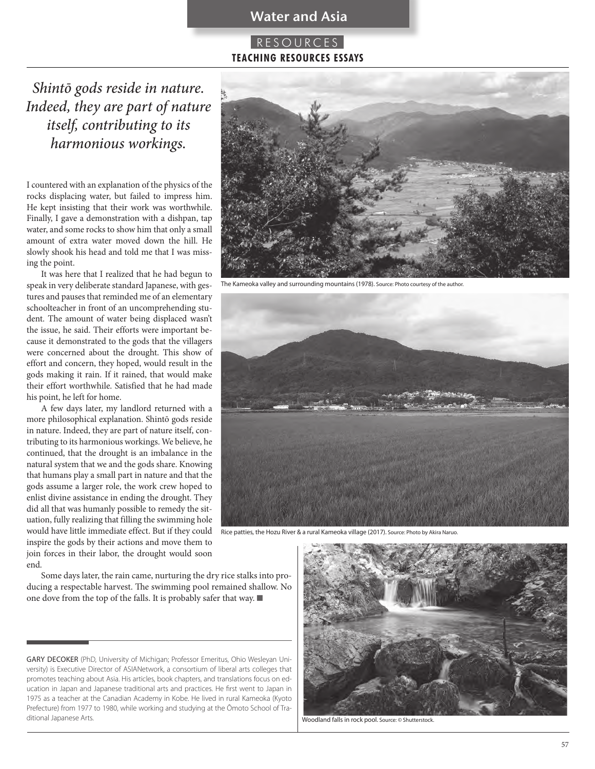*Shintō gods reside in nature. Indeed, they are part of nature itself, contributing to its harmonious workings.*

I countered with an explanation of the physics of the rocks displacing water, but failed to impress him. He kept insisting that their work was worthwhile. Finally, I gave a demonstration with a dishpan, tap water, and some rocks to show him that only a small amount of extra water moved down the hill. He slowly shook his head and told me that I was missing the point.

It was here that I realized that he had begun to speak in very deliberate standard Japanese, with gestures and pauses that reminded me of an elementary schoolteacher in front of an uncomprehending student. The amount of water being displaced wasn't the issue, he said. Their efforts were important because it demonstrated to the gods that the villagers were concerned about the drought. This show of effort and concern, they hoped, would result in the gods making it rain. If it rained, that would make their effort worthwhile. Satisfied that he had made his point, he left for home.

A few days later, my landlord returned with a more philosophical explanation. Shintō gods reside in nature. Indeed, they are part of nature itself, contributing to its harmonious workings. We believe, he continued, that the drought is an imbalance in the natural system that we and the gods share. Knowing that humans play a small part in nature and that the gods assume a larger role, the work crew hoped to enlist divine assistance in ending the drought. They did all that was humanly possible to remedy the situation, fully realizing that filling the swimming hole would have little immediate effect. But if they could inspire the gods by their actions and move them to join forces in their labor, the drought would soon end.

Some days later, the rain came, nurturing the dry rice stalks into producing a respectable harvest. The swimming pool remained shallow. No one dove from the top of the falls. It is probably safer that way. ■

The Kameoka valley and surrounding mountains (1978). Source: Photo courtesy of the author.

Rice patties, the Hozu River & a rural Kameoka village (2017). Source: Photo by Akira Naruo.

Woodland falls in rock pool. Source: © Shutterstock.

---

GARY DECOKER (PhD, University of Michigan; Professor Emeritus, Ohio Wesleyan University) is Executive Director of ASIANetwork, a consortium of liberal arts colleges that promotes teaching about Asia. His articles, book chapters, and translations focus on education in Japan and Japanese traditional arts and practices. He first went to Japan in 1975 as a teacher at the Canadian Academy in Kobe. He lived in rural Kameoka (Kyoto Prefecture) from 1977 to 1980, while working and studying at the Ōmoto School of Traditional Japanese Arts.